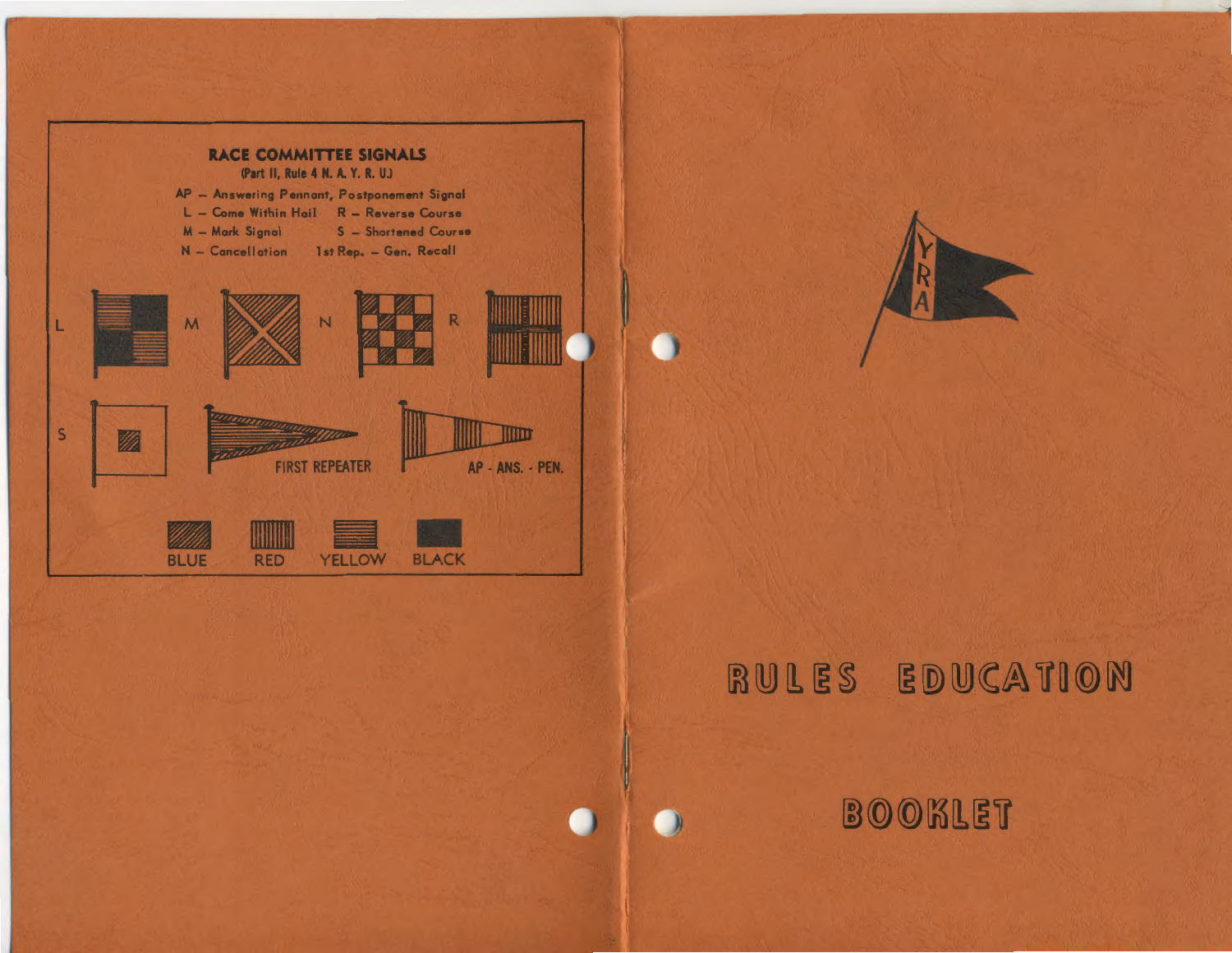## RACE COMMITTEE SIGNALS

(Part II, Rule 4 N. A. Y. R. U.)

AP – Answering Pennant, Postponement Signal
L – Come Within Hail R – Reverse Course
M – Mark Signal S – Shortened Course
N – Cancellation 1st Rep. – Gen. Recall

L M N R

S FIRST REPEATER AP - ANS. - PEN.

BLUE RED YELLOW BLACK

YRA

# RULES EDUCATION

# BOOKLET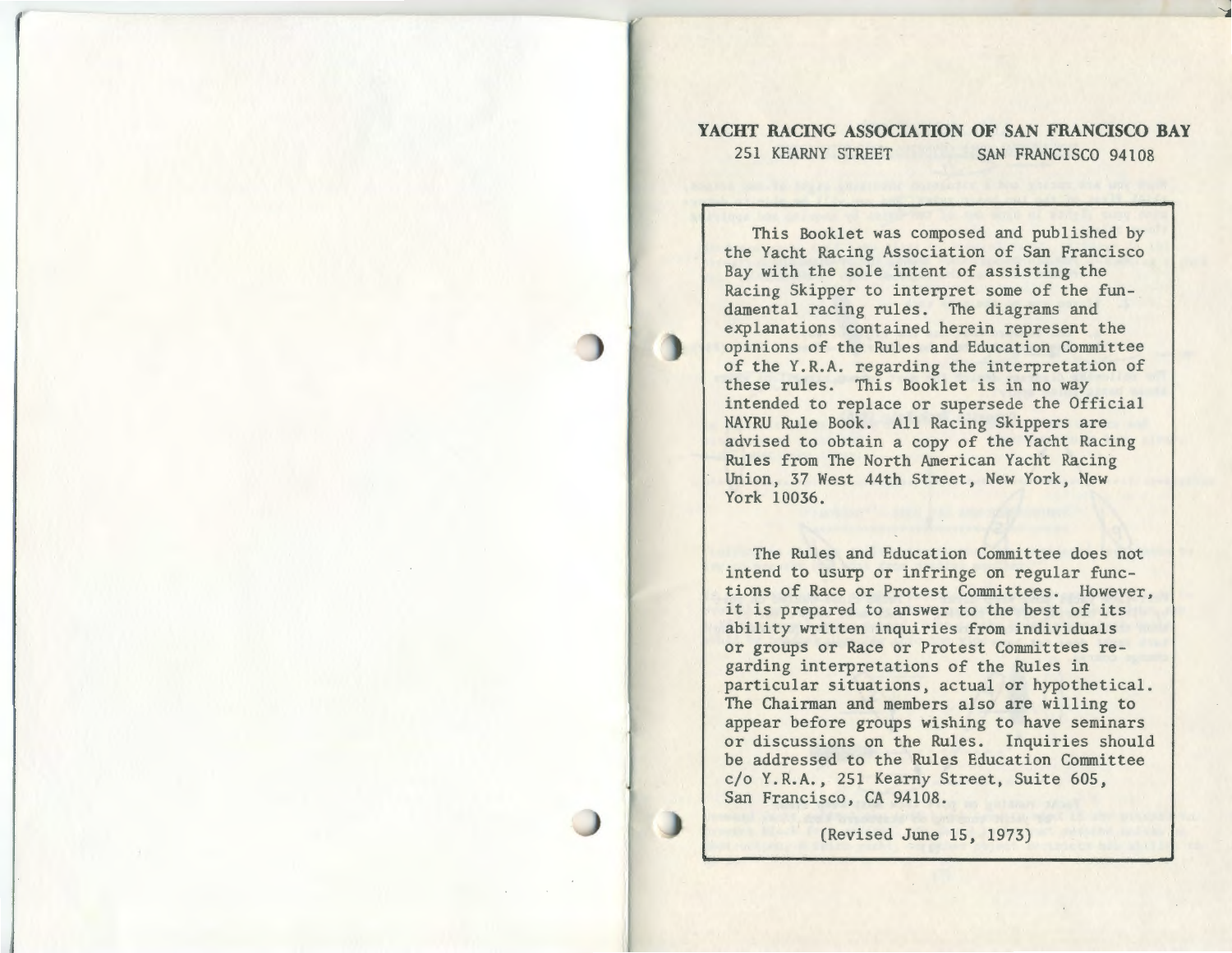**YACHT RACING ASSOCIATION OF SAN FRANCISCO BAY**

251 KEARNY STREET SAN FRANCISCO 94108

This Booklet was composed and published by the Yacht Racing Association of San Francisco Bay with the sole intent of assisting the Racing Skipper to interpret some of the fundamental racing rules. The diagrams and explanations contained herein represent the opinions of the Rules and Education Committee of the Y.R.A. regarding the interpretation of these rules. This Booklet is in no way intended to replace or supersede the Official NAYRU Rule Book. All Racing Skippers are advised to obtain a copy of the Yacht Racing Rules from The North American Yacht Racing Union, 37 West 44th Street, New York, New York 10036.

The Rules and Education Committee does not intend to usurp or infringe on regular functions of Race or Protest Committees. However, it is prepared to answer to the best of its ability written inquiries from individuals or groups or Race or Protest Committees regarding interpretations of the Rules in particular situations, actual or hypothetical. The Chairman and members also are willing to appear before groups wishing to have seminars or discussions on the Rules. Inquiries should be addressed to the Rules Education Committee c/o Y.R.A., 251 Kearny Street, Suite 605, San Francisco, CA 94108.

(Revised June 15, 1973)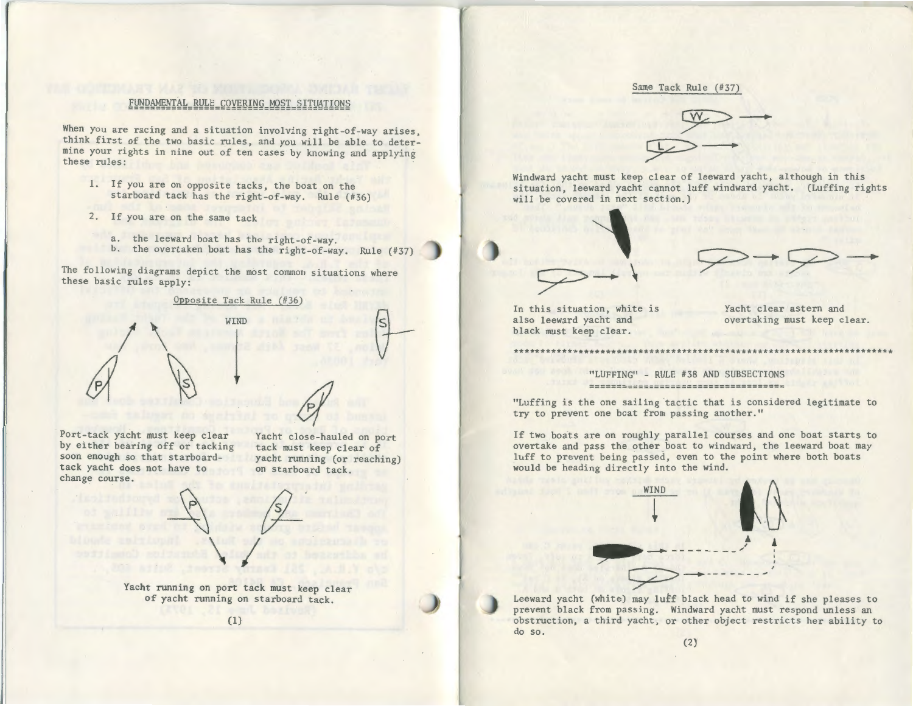## FUNDAMENTAL RULE COVERING MOST SITUATIONS

When you are racing and a situation involving right-of-way arises, think first of the two basic rules, and you will be able to determine your rights in nine out of ten cases by knowing and applying these rules:

1. If you are on opposite tacks, the boat on the starboard tack has the right-of-way. Rule (#36)
2. If you are on the same tack
   a. the leeward boat has the right-of-way.
   b. the overtaken boat has the right-of-way. Rule (#37)

The following diagrams depict the most common situations where these basic rules apply:

### Opposite Tack Rule (#36)

WIND

Port-tack yacht must keep clear by either bearing off or tacking soon enough so that starboard-tack yacht does not have to change course.

Yacht close-hauled on port tack must keep clear of yacht running (or reaching) on starboard tack.

Yacht running on port tack must keep clear of yacht running on starboard tack.

### Same Tack Rule (#37)

Windward yacht must keep clear of leeward yacht, although in this situation, leeward yacht cannot luff windward yacht. (Luffing rights will be covered in next section.)

In this situation, white is also leeward yacht and black must keep clear.

Yacht clear astern and overtaking must keep clear.

********************************************************************

## "LUFFING" RULE #38 AND SUBSECTIONS

"Luffing is the one sailing tactic that is considered legitimate to try to prevent one boat from passing another."

If two boats are on roughly parallel courses and one boat starts to overtake and pass the other boat to windward, the leeward boat may luff to prevent being passed, even to the point where both boats would be heading directly into the wind.

WIND

Leeward yacht (white) may luff black head to wind if she pleases to prevent black from passing. Windward yacht must respond unless an obstruction, a third yacht, or other object restricts her ability to do so.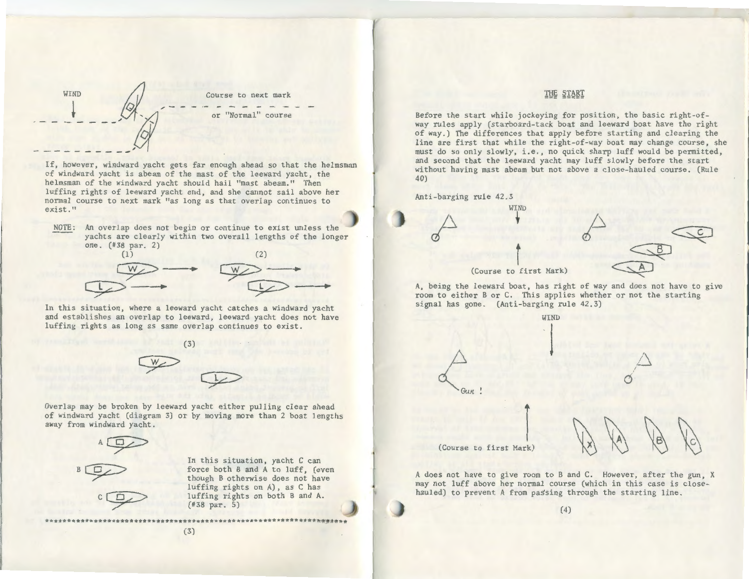WIND

Course to next mark

or "Normal" course

If, however, windward yacht gets far enough ahead so that the helmsman of windward yacht is abeam of the mast of the leeward yacht, the helmsman of the windward yacht should hail "mast abeam." Then luffing rights of leeward yacht end, and she cannot sail above her normal course to next mark "as long as that overlap continues to exist."

NOTE: An overlap does not begin or continue to exist unless the yachts are clearly within two overall lengths of the longer one. (#38 par. 2)

(1) (2)

In this situation, where a leeward yacht catches a windward yacht and establishes an overlap to leeward, leeward yacht does not have luffing rights as long as same overlap continues to exist.

(3)

Overlap may be broken by leeward yacht either pulling clear ahead of windward yacht (diagram 3) or by moving more than 2 boat lengths away from windward yacht.

In this situation, yacht C can force both B and A to luff, (even though B otherwise does not have luffing rights on A), as C has luffing rights on both B and A. (#38 par. 5)

---

## THE START

Before the start while jockeying for position, the basic right-of-way rules apply (starboard-tack boat and leeward boat have the right of way.) The differences that apply before starting and clearing the line are first that while the right-of-way boat may change course, she must do so only slowly, i.e., no quick sharp luff would be permitted, and second that the leeward yacht may luff slowly before the start without having mast abeam but not above a close-hauled course. (Rule 40)

Anti-barging rule 42.3

WIND

(Course to first Mark)

A, being the leeward boat, has right of way and does not have to give room to either B or C. This applies whether or not the starting signal has gone. (Anti-barging rule 42.3)

WIND

Gun !

(Course to first Mark)

A does not have to give room to B and C. However, after the gun, X may not luff above her normal course (which in this case is close-hauled) to prevent A from passing through the starting line.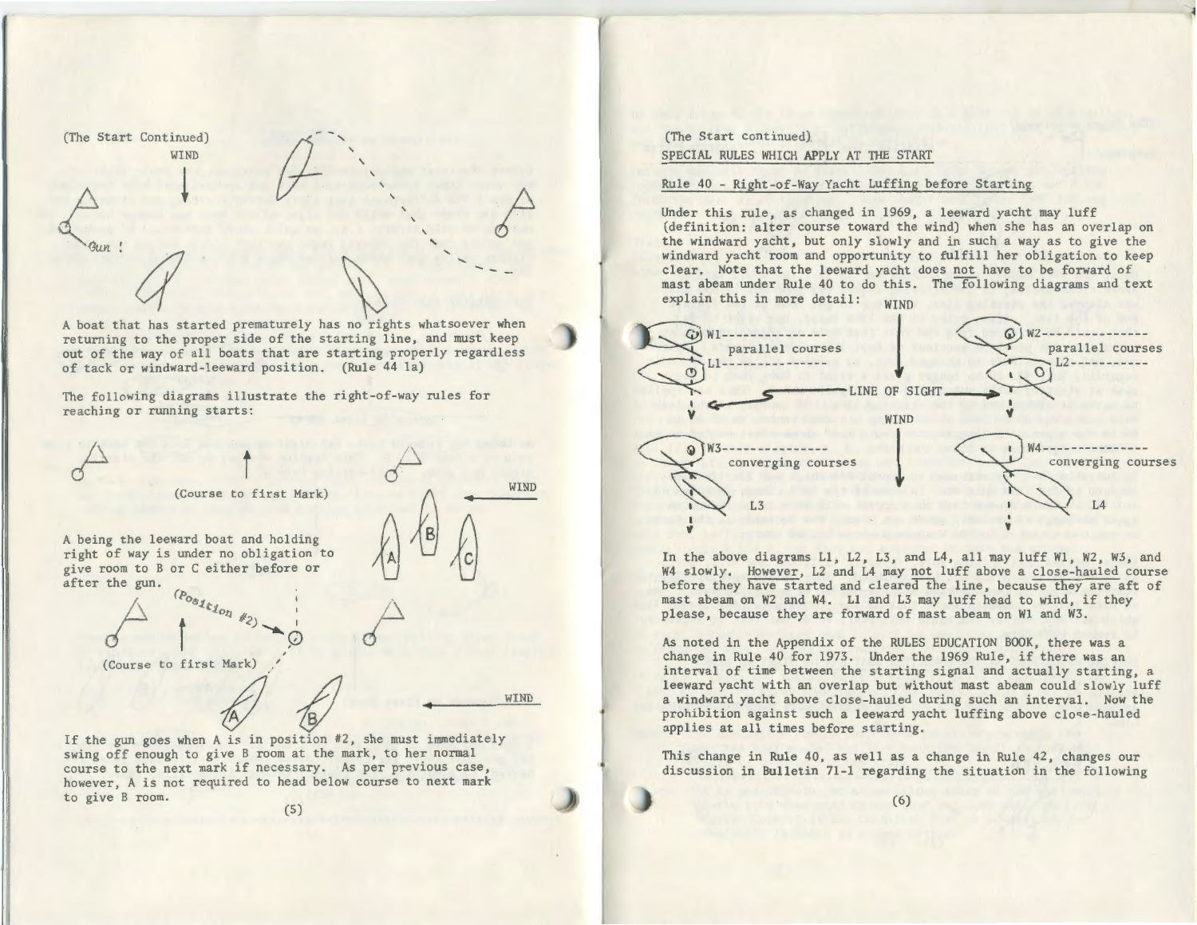(The Start Continued)

A boat that has started prematurely has no rights whatsoever when returning to the proper side of the starting line, and must keep out of the way of all boats that are starting properly regardless of tack or windward-leeward position. (Rule 44 1a)

The following diagrams illustrate the right-of-way rules for reaching or running starts:

A being the leeward boat and holding right of way is under no obligation to give room to B or C either before or after the gun.

If the gun goes when A is in position #2, she must immediately swing off enough to give B room at the mark, to her normal course to the next mark if necessary. As per previous case, however, A is not required to head below course to next mark to give B room.

(The Start continued)

SPECIAL RULES WHICH APPLY AT THE START

Rule 40 - Right-of-Way Yacht Luffing before Starting

Under this rule, as changed in 1969, a leeward yacht may luff (definition: alter course toward the wind) when she has an overlap on the windward yacht, but only slowly and in such a way as to give the windward yacht room and opportunity to fulfill her obligation to keep clear. Note that the leeward yacht does not have to be forward of mast abeam under Rule 40 to do this. The following diagrams and text explain this in more detail:

In the above diagrams L1, L2, L3, and L4, all may luff W1, W2, W3, and W4 slowly. However, L2 and L4 may not luff above a close-hauled course before they have started and cleared the line, because they are aft of mast abeam on W2 and W4. L1 and L3 may luff head to wind, if they please, because they are forward of mast abeam on W1 and W3.

As noted in the Appendix of the RULES EDUCATION BOOK, there was a change in Rule 40 for 1973. Under the 1969 Rule, if there was an interval of time between the starting signal and actually starting, a leeward yacht with an overlap but without mast abeam could slowly luff a windward yacht above close-hauled during such an interval. Now the prohibition against such a leeward yacht luffing above close-hauled applies at all times before starting.

This change in Rule 40, as well as a change in Rule 42, changes our discussion in Bulletin 71-1 regarding the situation in the following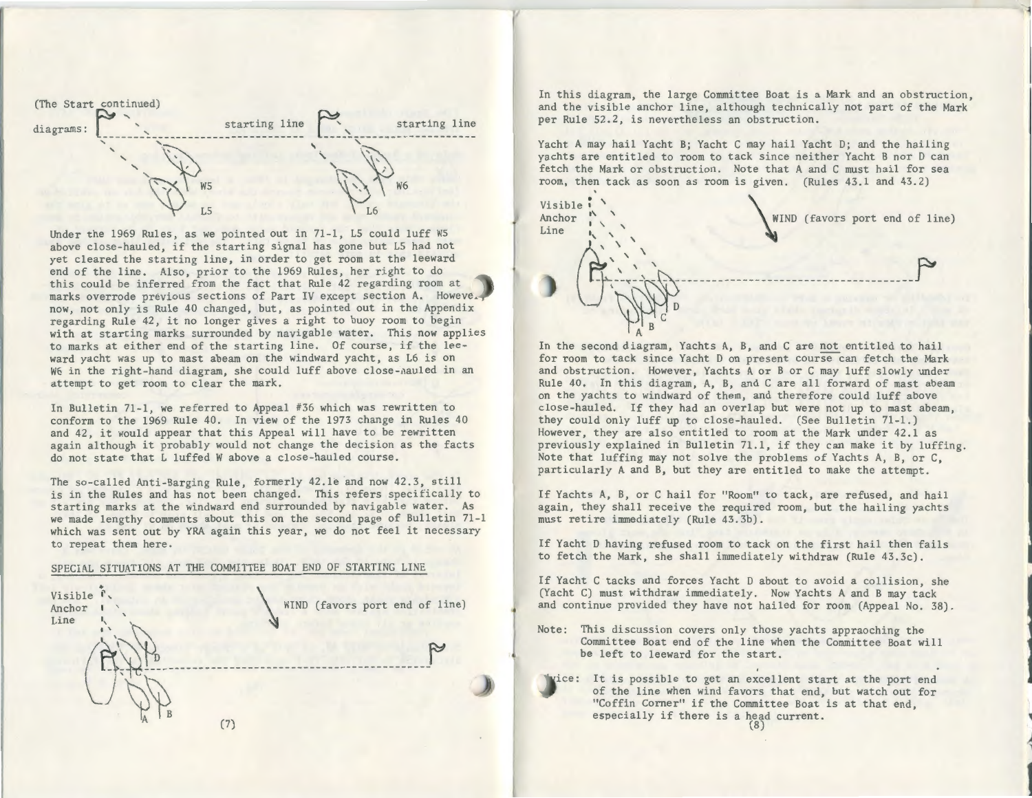(The Start continued)

diagrams:

starting line — starting line

W5 L5 — W6 L6

Under the 1969 Rules, as we pointed out in 71-1, L5 could luff W5 above close-hauled, if the starting signal has gone but L5 had not yet cleared the starting line, in order to get room at the leeward end of the line. Also, prior to the 1969 Rules, her right to do this could be inferred from the fact that Rule 42 regarding room at marks overrode previous sections of Part IV except section A. However, now, not only is Rule 40 changed, but, as pointed out in the Appendix regarding Rule 42, it no longer gives a right to buoy room to begin with at starting marks surrounded by navigable water. This now applies to marks at either end of the starting line. Of course, if the leeward yacht was up to mast abeam on the windward yacht, as L6 is on W6 in the right-hand diagram, she could luff above close-hauled in an attempt to get room to clear the mark.

In Bulletin 71-1, we referred to Appeal #36 which was rewritten to conform to the 1969 Rule 40. In view of the 1973 change in Rules 40 and 42, it would appear that this Appeal will have to be rewritten again although it probably would not change the decision as the facts do not state that L luffed W above a close-hauled course.

The so-called Anti-Barging Rule, formerly 42.1e and now 42.3, still is in the Rules and has not been changed. This refers specifically to starting marks at the windward end surrounded by navigable water. As we made lengthy comments about this on the second page of Bulletin 71-1 which was sent out by YRA again this year, we do not feel it necessary to repeat them here.

SPECIAL SITUATIONS AT THE COMMITTEE BOAT END OF STARTING LINE

Visible Anchor Line — WIND (favors port end of line)

A B C D

In this diagram, the large Committee Boat is a Mark and an obstruction, and the visible anchor line, although technically not part of the Mark per Rule 52.2, is nevertheless an obstruction.

Yacht A may hail Yacht B; Yacht C may hail Yacht D; and the hailing yachts are entitled to room to tack since neither Yacht B nor D can fetch the Mark or obstruction. Note that A and C must hail for sea room, then tack as soon as room is given. (Rules 43.1 and 43.2)

Visible Anchor Line — WIND (favors port end of line)

A B C D

In the second diagram, Yachts A, B, and C are not entitled to hail for room to tack since Yacht D on present course can fetch the Mark and obstruction. However, Yachts A or B or C may luff slowly under Rule 40. In this diagram, A, B, and C are all forward of mast abeam on the yachts to windward of them, and therefore could luff above close-hauled. If they had an overlap but were not up to mast abeam, they could only luff up to close-hauled. (See Bulletin 71-1.) However, they are also entitled to room at the Mark under 42.1 as previously explained in Bulletin 71.1, if they can make it by luffing. Note that luffing may not solve the problems of Yachts A, B, or C, particularly A and B, but they are entitled to make the attempt.

If Yachts A, B, or C hail for "Room" to tack, are refused, and hail again, they shall receive the required room, but the hailing yachts must retire immediately (Rule 43.3b).

If Yacht D having refused room to tack on the first hail then fails to fetch the Mark, she shall immediately withdraw (Rule 43.3c).

If Yacht C tacks and forces Yacht D about to avoid a collision, she (Yacht C) must withdraw immediately. Now Yachts A and B may tack and continue provided they have not hailed for room (Appeal No. 38).

Note: This discussion covers only those yachts appraoching the Committee Boat end of the line when the Committee Boat will be left to leeward for the start.

Advice: It is possible to get an excellent start at the port end of the line when wind favors that end, but watch out for "Coffin Corner" if the Committee Boat is at that end, especially if there is a head current.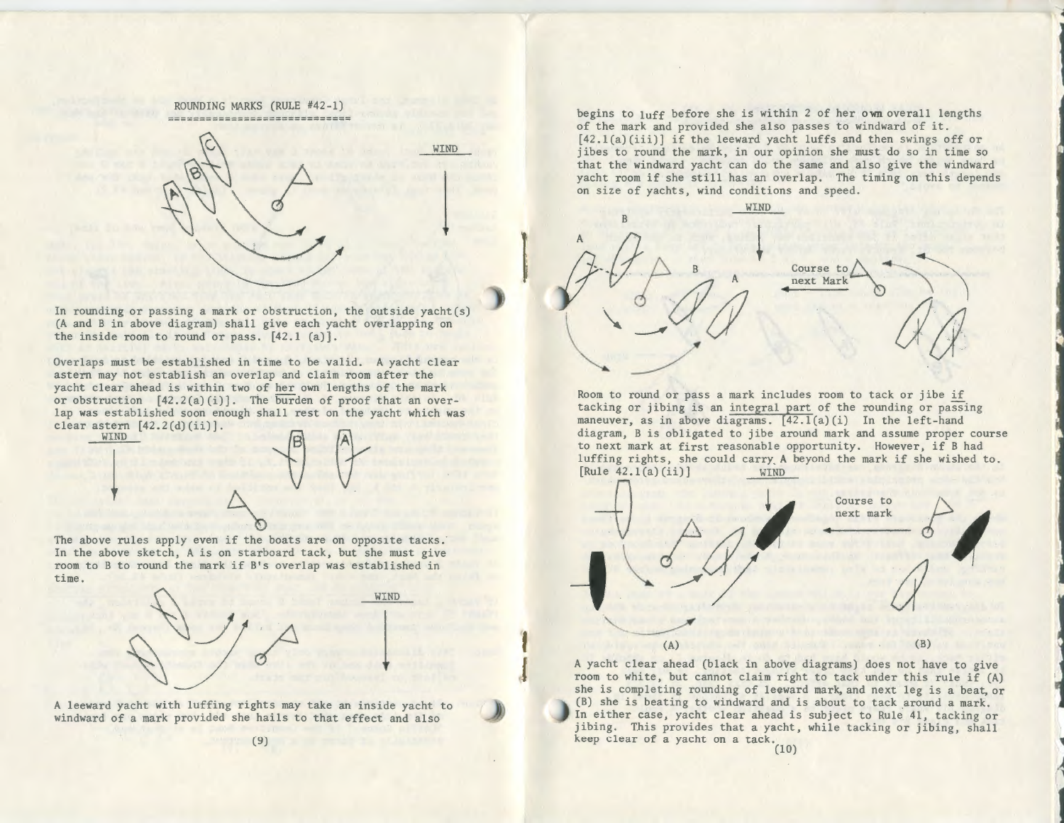## ROUNDING MARKS (RULE #42-1)

In rounding or passing a mark or obstruction, the outside yacht(s) (A and B in above diagram) shall give each yacht overlapping on the inside room to round or pass. [42.1 (a)].

Overlaps must be established in time to be valid. A yacht clear astern may not establish an overlap and claim room after the yacht clear ahead is within two of her own lengths of the mark or obstruction [42.2(a)(i)]. The burden of proof that an overlap was established soon enough shall rest on the yacht which was clear astern [42.2(d)(ii)].

The above rules apply even if the boats are on opposite tacks. In the above sketch, A is on starboard tack, but she must give room to B to round the mark if B's overlap was established in time.

A leeward yacht with luffing rights may take an inside yacht to windward of a mark provided she hails to that effect and also begins to luff before she is within 2 of her own overall lengths of the mark and provided she also passes to windward of it. [42.1(a)(iii)] if the leeward yacht luffs and then swings off or jibes to round the mark, in our opinion she must do so in time so that the windward yacht can do the same and also give the windward yacht room if she still has an overlap. The timing on this depends on size of yachts, wind conditions and speed.

Room to round or pass a mark includes room to tack or jibe if tacking or jibing is an integral part of the rounding or passing maneuver, as in above diagrams. [42.1(a)(i) In the left-hand diagram, B is obligated to jibe around mark and assume proper course to next mark at first reasonable opportunity. However, if B had luffing rights, she could carry A beyond the mark if she wished to. [Rule 42.1(a)(ii)]

(A) (B)

A yacht clear ahead (black in above diagrams) does not have to give room to white, but cannot claim right to tack under this rule if (A) she is completing rounding of leeward mark, and next leg is a beat, or (B) she is beating to windward and is about to tack around a mark. In either case, yacht clear ahead is subject to Rule 41, tacking or jibing. This provides that a yacht, while tacking or jibing, shall keep clear of a yacht on a tack.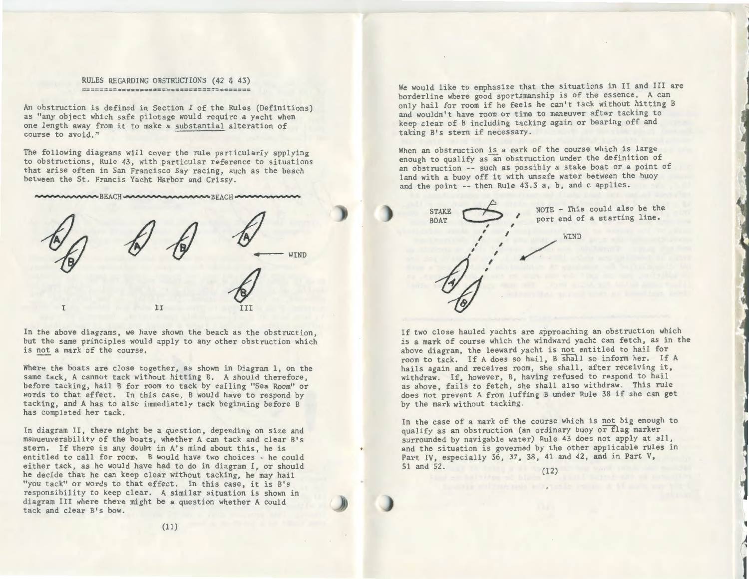## RULES REGARDING OBSTRUCTIONS (42 & 43)

An obstruction is defined in Section I of the Rules (Definitions) as "any object which safe pilotage would require a yacht when one length away from it to make a substantial alteration of course to avoid."

The following diagrams will cover the rule particularly applying to obstructions, Rule 43, with particular reference to situations that arise often in San Francisco Bay racing, such as the beach between the St. Francis Yacht Harbor and Crissy.

In the above diagrams, we have shown the beach as the obstruction, but the same principles would apply to any other obstruction which is not a mark of the course.

Where the boats are close together, as shown in Diagram 1, on the same tack, A cannot tack without hitting B. A should therefore, before tacking, hail B for room to tack by calling "Sea Room" or words to that effect. In this case, B would have to respond by tacking, and A has to also immediately tack beginning before B has completed her tack.

In diagram II, there might be a question, depending on size and manueuverability of the boats, whether A can tack and clear B's stern. If there is any doubt in A's mind about this, he is entitled to call for room. B would have two choices - he could either tack, as he would have had to do in diagram I, or should he decide that he can keep clear without tacking, he may hail "you tack" or words to that effect. In this case, it is B's responsibility to keep clear. A similar situation is shown in diagram III where there might be a question whether A could tack and clear B's bow.

We would like to emphasize that the situations in II and III are borderline where good sportsmanship is of the essence. A can only hail for room if he feels he can't tack without hitting B and wouldn't have room or time to maneuver after tacking to keep clear of B including tacking again or bearing off and taking B's stern if necessary.

When an obstruction is a mark of the course which is large enough to qualify as an obstruction under the definition of an obstruction -- such as possibly a stake boat or a point of land with a buoy off it with unsafe water between the buoy and the point -- then Rule 43.3 a, b, and c applies.

NOTE - This could also be the port end of a starting line.

If two close hauled yachts are approaching an obstruction which is a mark of course which the windward yacht can fetch, as in the above diagram, the leeward yacht is not entitled to hail for room to tack. If A does so hail, B shall so inform her. If A hails again and receives room, she shall, after receiving it, withdraw. If, however, B, having refused to respond to hail as above, fails to fetch, she shall also withdraw. This rule does not prevent A from luffing B under Rule 38 if she can get by the mark without tacking.

In the case of a mark of the course which is not big enough to qualify as an obstruction (an ordinary buoy or flag marker surrounded by navigable water) Rule 43 does not apply at all, and the situation is governed by the other applicable rules in Part IV, especially 36, 37, 38, 41 and 42, and in Part V, 51 and 52.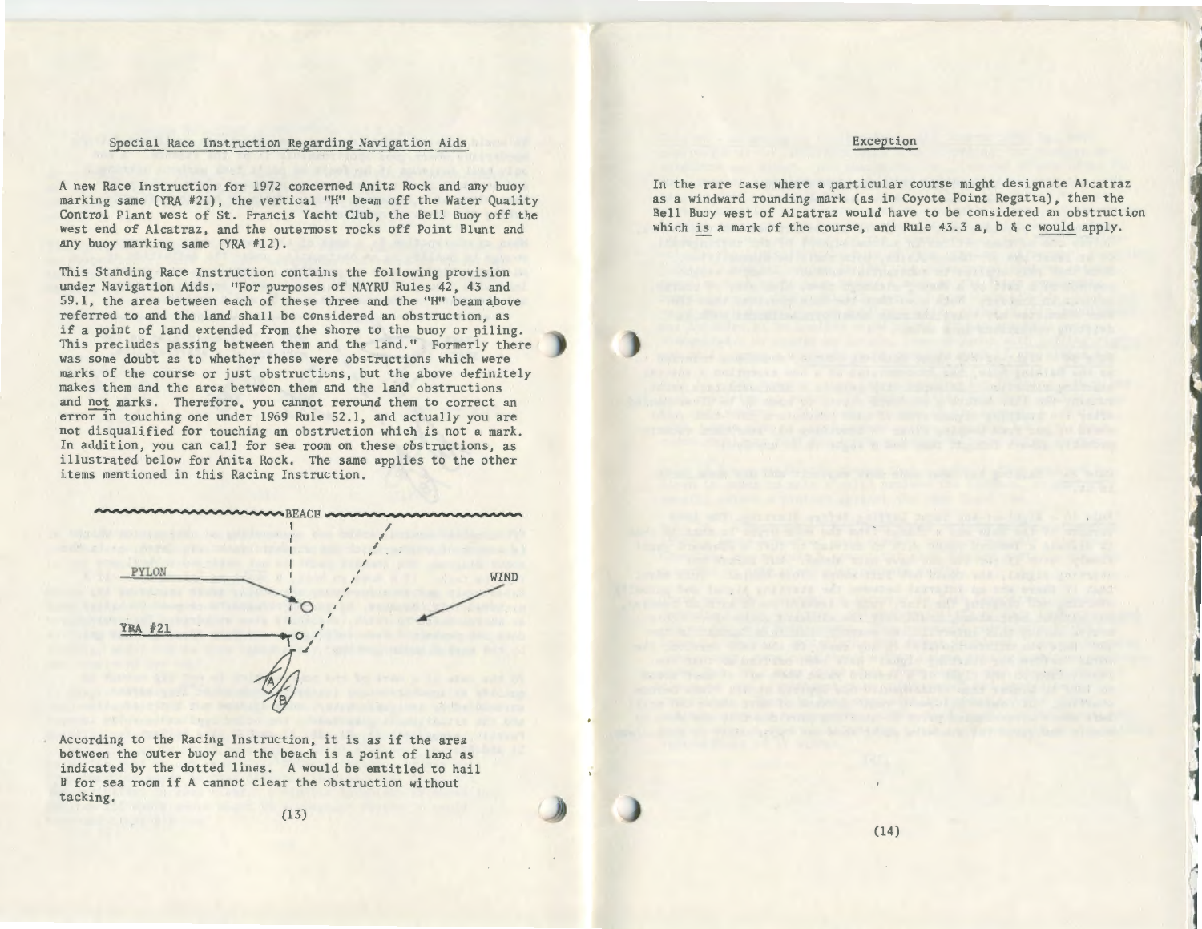## Special Race Instruction Regarding Navigation Aids

A new Race Instruction for 1972 concerned Anita Rock and any buoy marking same (YRA #21), the vertical "H" beam off the Water Quality Control Plant west of St. Francis Yacht Club, the Bell Buoy off the west end of Alcatraz, and the outermost rocks off Point Blunt and any buoy marking same (YRA #12).

This Standing Race Instruction contains the following provision under Navigation Aids. "For purposes of NAYRU Rules 42, 43 and 59.1, the area between each of these three and the "H" beam above referred to and the land shall be considered an obstruction, as if a point of land extended from the shore to the buoy or piling. This precludes passing between them and the land." Formerly there was some doubt as to whether these were obstructions which were marks of the course or just obstructions, but the above definitely makes them and the area between them and the land obstructions and <u>not</u> marks. Therefore, you cannot reround them to correct an error in touching one under 1969 Rule 52.1, and actually you are not disqualified for touching an obstruction which is not a mark. In addition, you can call for sea room on these obstructions, as illustrated below for Anita Rock. The same applies to the other items mentioned in this Racing Instruction.

BEACH

PYLON

WIND

YRA #21

A

B

According to the Racing Instruction, it is as if the area between the outer buoy and the beach is a point of land as indicated by the dotted lines. A would be entitled to hail B for sea room if A cannot clear the obstruction without tacking.

## Exception

In the rare case where a particular course might designate Alcatraz as a windward rounding mark (as in Coyote Point Regatta), then the Bell Buoy west of Alcatraz would have to be considered an obstruction which <u>is</u> a mark of the course, and Rule 43.3 a, b & c <u>would</u> apply.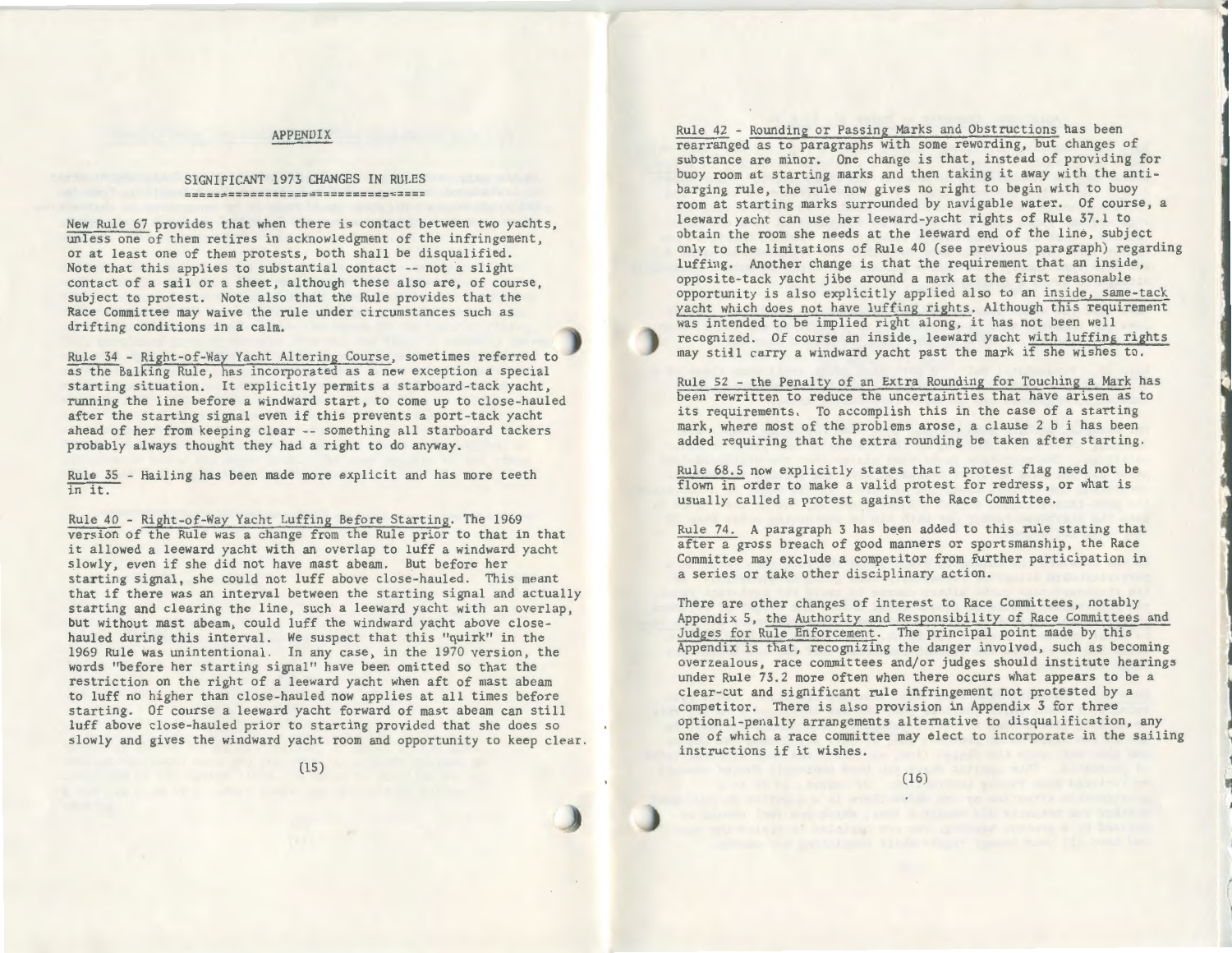## APPENDIX

### SIGNIFICANT 1973 CHANGES IN RULES

New Rule 67 provides that when there is contact between two yachts, unless one of them retires in acknowledgment of the infringement, or at least one of them protests, both shall be disqualified. Note that this applies to substantial contact -- not a slight contact of a sail or a sheet, although these also are, of course, subject to protest. Note also that the Rule provides that the Race Committee may waive the rule under circumstances such as drifting conditions in a calm.

Rule 34 - Right-of-Way Yacht Altering Course, sometimes referred to as the Balking Rule, has incorporated as a new exception a special starting situation. It explicitly permits a starboard-tack yacht, running the line before a windward start, to come up to close-hauled after the starting signal even if this prevents a port-tack yacht ahead of her from keeping clear -- something all starboard tackers probably always thought they had a right to do anyway.

Rule 35 - Hailing has been made more explicit and has more teeth in it.

Rule 40 - Right-of-Way Yacht Luffing Before Starting. The 1969 version of the Rule was a change from the Rule prior to that in that it allowed a leeward yacht with an overlap to luff a windward yacht slowly, even if she did not have mast abeam. But before her starting signal, she could not luff above close-hauled. This meant that if there was an interval between the starting signal and actually starting and clearing the line, such a leeward yacht with an overlap, but without mast abeam, could luff the windward yacht above close-hauled during this interval. We suspect that this "quirk" in the 1969 Rule was unintentional. In any case, in the 1970 version, the words "before her starting signal" have been omitted so that the restriction on the right of a leeward yacht when aft of mast abeam to luff no higher than close-hauled now applies at all times before starting. Of course a leeward yacht forward of mast abeam can still luff above close-hauled prior to starting provided that she does so slowly and gives the windward yacht room and opportunity to keep clear.

Rule 42 - Rounding or Passing Marks and Obstructions has been rearranged as to paragraphs with some rewording, but changes of substance are minor. One change is that, instead of providing for buoy room at starting marks and then taking it away with the anti-barging rule, the rule now gives no right to begin with to buoy room at starting marks surrounded by navigable water. Of course, a leeward yacht can use her leeward-yacht rights of Rule 37.1 to obtain the room she needs at the leeward end of the line, subject only to the limitations of Rule 40 (see previous paragraph) regarding luffing. Another change is that the requirement that an inside, opposite-tack yacht jibe around a mark at the first reasonable opportunity is also explicitly applied also to an inside, same-tack yacht which does not have luffing rights. Although this requirement was intended to be implied right along, it has not been well recognized. Of course an inside, leeward yacht with luffing rights may still carry a windward yacht past the mark if she wishes to.

Rule 52 - the Penalty of an Extra Rounding for Touching a Mark has been rewritten to reduce the uncertainties that have arisen as to its requirements. To accomplish this in the case of a starting mark, where most of the problems arose, a clause 2 b i has been added requiring that the extra rounding be taken after starting.

Rule 68.5 now explicitly states that a protest flag need not be flown in order to make a valid protest for redress, or what is usually called a protest against the Race Committee.

Rule 74. A paragraph 3 has been added to this rule stating that after a gross breach of good manners or sportsmanship, the Race Committee may exclude a competitor from further participation in a series or take other disciplinary action.

There are other changes of interest to Race Committees, notably Appendix 5, the Authority and Responsibility of Race Committees and Judges for Rule Enforcement. The principal point made by this Appendix is that, recognizing the danger involved, such as becoming overzealous, race committees and/or judges should institute hearings under Rule 73.2 more often when there occurs what appears to be a clear-cut and significant rule infringement not protested by a competitor. There is also provision in Appendix 3 for three optional-penalty arrangements alternative to disqualification, any one of which a race committee may elect to incorporate in the sailing instructions if it wishes.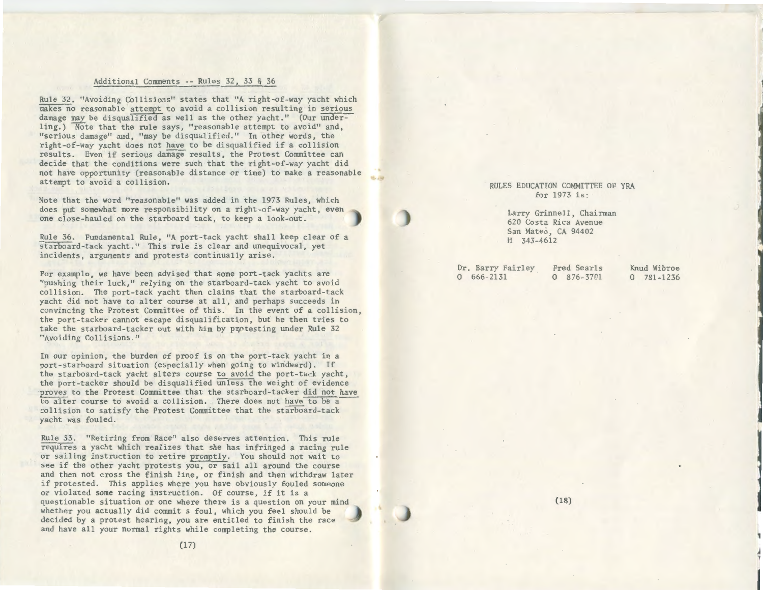## Additional Comments -- Rules 32, 33 & 36

Rule 32. "Avoiding Collisions" states that "A right-of-way yacht which makes no reasonable attempt to avoid a collision resulting in serious damage may be disqualified as well as the other yacht." (Our underling.) Note that the rule says, "reasonable attempt to avoid" and, "serious damage" and, "may be disqualified." In other words, the right-of-way yacht does not have to be disqualified if a collision results. Even if serious damage results, the Protest Committee can decide that the conditions were such that the right-of-way yacht did not have opportunity (reasonable distance or time) to make a reasonable attempt to avoid a collision.

Note that the word "reasonable" was added in the 1973 Rules, which does put somewhat more responsibility on a right-of-way yacht, even one close-hauled on the starboard tack, to keep a look-out.

Rule 36. Fundamental Rule, "A port-tack yacht shall keep clear of a starboard-tack yacht." This rule is clear and unequivocal, yet incidents, arguments and protests continually arise.

For example, we have been advised that some port-tack yachts are "pushing their luck," relying on the starboard-tack yacht to avoid collision. The port-tack yacht then claims that the starboard-tack yacht did not have to alter course at all, and perhaps succeeds in convincing the Protest Committee of this. In the event of a collision, the port-tacker cannot escape disqualification, but he then tries to take the starboard-tacker out with him by protesting under Rule 32 "Avoiding Collisions."

In our opinion, the burden of proof is on the port-tack yacht in a port-starboard situation (especially when going to windward). If the starboard-tack yacht alters course to avoid the port-tack yacht, the port-tacker should be disqualified unless the weight of evidence proves to the Protest Committee that the starboard-tacker did not have to alter course to avoid a collision. There does not have to be a collision to satisfy the Protest Committee that the starboard-tack yacht was fouled.

Rule 33. "Retiring from Race" also deserves attention. This rule requires a yacht which realizes that she has infringed a racing rule or sailing instruction to retire promptly. You should not wait to see if the other yacht protests you, or sail all around the course and then not cross the finish line, or finish and then withdraw later if protested. This applies where you have obviously fouled someone or violated some racing instruction. Of course, if it is a questionable situation or one where there is a question on your mind whether you actually did commit a foul, which you feel should be decided by a protest hearing, you are entitled to finish the race and have all your normal rights while completing the course.

RULES EDUCATION COMMITTEE OF YRA
for 1973 is:

Larry Grinnell, Chairman
620 Costa Rica Avenue
San Mateo, CA 94402
H 343-4612

| | | |
|---|---|---|
| Dr. Barry Fairley | Fred Searls | Knud Wibroe |
| O 666-2131 | O 876-3701 | O 781-1236 |